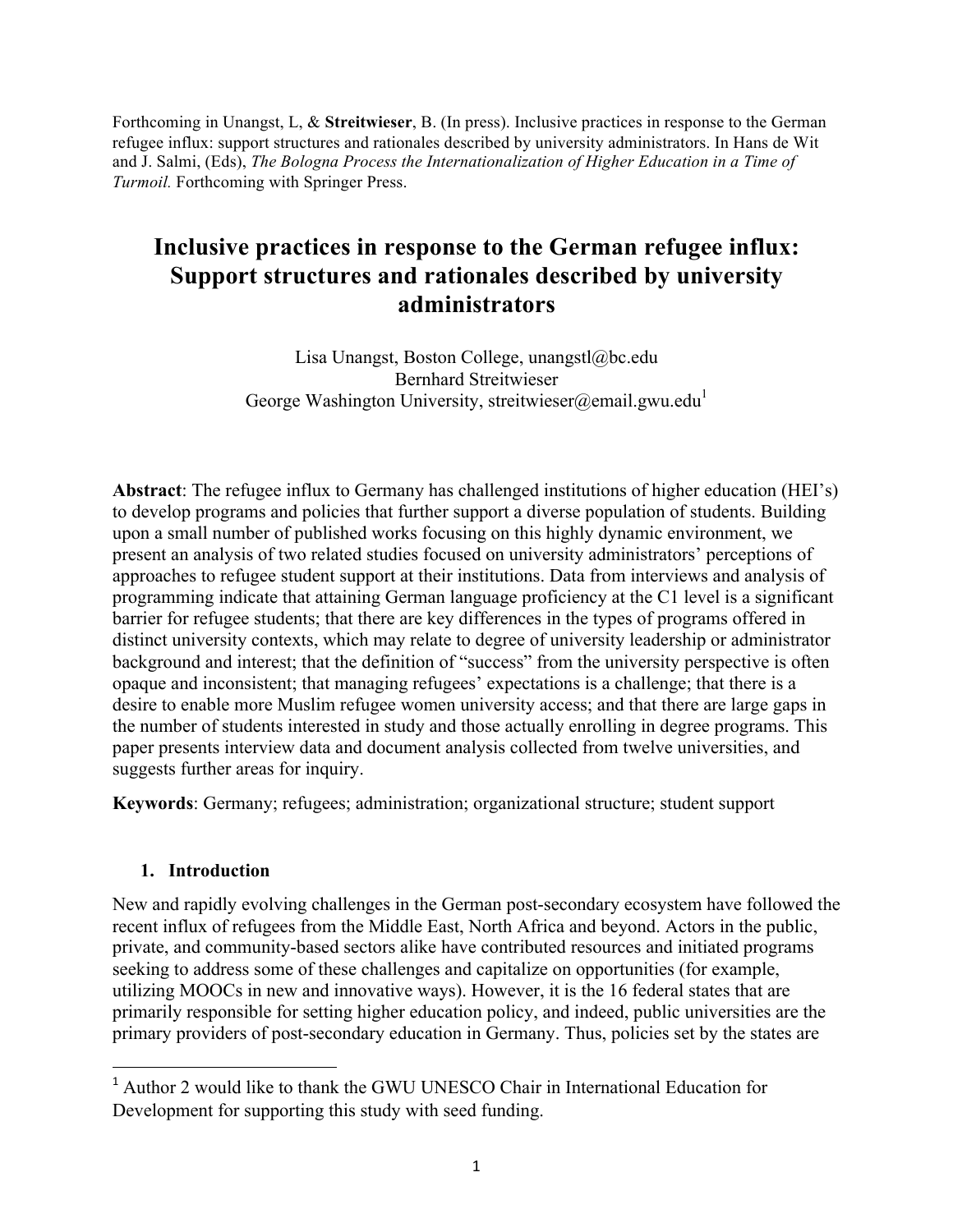Forthcoming in Unangst, L, & **Streitwieser**, B. (In press). Inclusive practices in response to the German refugee influx: support structures and rationales described by university administrators. In Hans de Wit and J. Salmi, (Eds), *The Bologna Process the Internationalization of Higher Education in a Time of Turmoil.* Forthcoming with Springer Press.

# Inclusive practices in response to the German refugee influx: Support structures and rationales described by university administrators

Lisa Unangst, Boston College, unangstl@bc.edu
Bernhard Streitwieser
George Washington University, streitwieser@email.gwu.edu[1]

**Abstract**: The refugee influx to Germany has challenged institutions of higher education (HEI's) to develop programs and policies that further support a diverse population of students. Building upon a small number of published works focusing on this highly dynamic environment, we present an analysis of two related studies focused on university administrators' perceptions of approaches to refugee student support at their institutions. Data from interviews and analysis of programming indicate that attaining German language proficiency at the C1 level is a significant barrier for refugee students; that there are key differences in the types of programs offered in distinct university contexts, which may relate to degree of university leadership or administrator background and interest; that the definition of "success" from the university perspective is often opaque and inconsistent; that managing refugees' expectations is a challenge; that there is a desire to enable more Muslim refugee women university access; and that there are large gaps in the number of students interested in study and those actually enrolling in degree programs. This paper presents interview data and document analysis collected from twelve universities, and suggests further areas for inquiry.

**Keywords**: Germany; refugees; administration; organizational structure; student support

## 1. Introduction

New and rapidly evolving challenges in the German post-secondary ecosystem have followed the recent influx of refugees from the Middle East, North Africa and beyond. Actors in the public, private, and community-based sectors alike have contributed resources and initiated programs seeking to address some of these challenges and capitalize on opportunities (for example, utilizing MOOCs in new and innovative ways). However, it is the 16 federal states that are primarily responsible for setting higher education policy, and indeed, public universities are the primary providers of post-secondary education in Germany. Thus, policies set by the states are

[1] Author 2 would like to thank the GWU UNESCO Chair in International Education for Development for supporting this study with seed funding.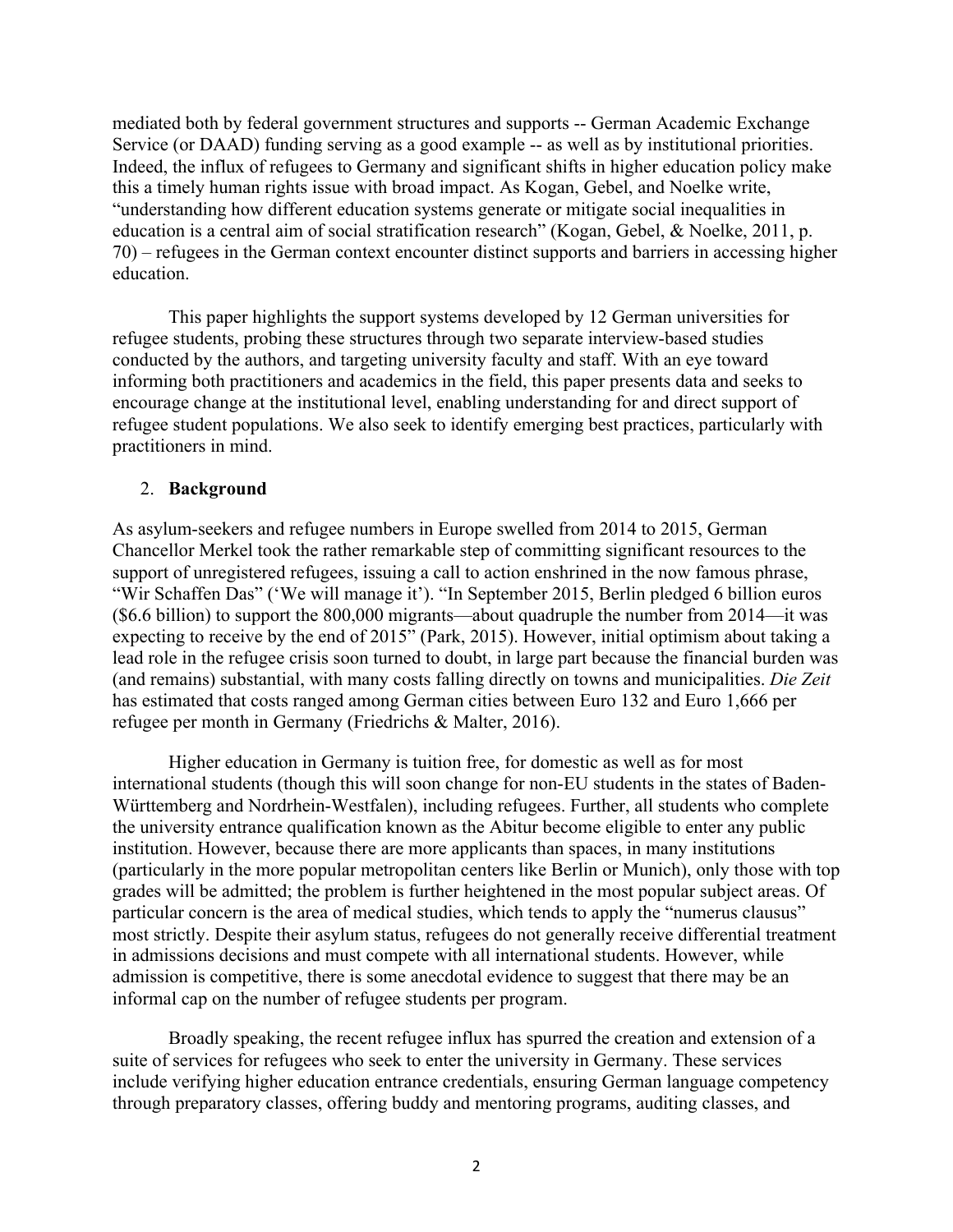mediated both by federal government structures and supports -- German Academic Exchange Service (or DAAD) funding serving as a good example -- as well as by institutional priorities. Indeed, the influx of refugees to Germany and significant shifts in higher education policy make this a timely human rights issue with broad impact. As Kogan, Gebel, and Noelke write, "understanding how different education systems generate or mitigate social inequalities in education is a central aim of social stratification research" (Kogan, Gebel, & Noelke, 2011, p. 70) – refugees in the German context encounter distinct supports and barriers in accessing higher education.

This paper highlights the support systems developed by 12 German universities for refugee students, probing these structures through two separate interview-based studies conducted by the authors, and targeting university faculty and staff. With an eye toward informing both practitioners and academics in the field, this paper presents data and seeks to encourage change at the institutional level, enabling understanding for and direct support of refugee student populations. We also seek to identify emerging best practices, particularly with practitioners in mind.

## 2. **Background**

As asylum-seekers and refugee numbers in Europe swelled from 2014 to 2015, German Chancellor Merkel took the rather remarkable step of committing significant resources to the support of unregistered refugees, issuing a call to action enshrined in the now famous phrase, "Wir Schaffen Das" ('We will manage it'). "In September 2015, Berlin pledged 6 billion euros ($6.6 billion) to support the 800,000 migrants—about quadruple the number from 2014—it was expecting to receive by the end of 2015" (Park, 2015). However, initial optimism about taking a lead role in the refugee crisis soon turned to doubt, in large part because the financial burden was (and remains) substantial, with many costs falling directly on towns and municipalities. *Die Zeit* has estimated that costs ranged among German cities between Euro 132 and Euro 1,666 per refugee per month in Germany (Friedrichs & Malter, 2016).

Higher education in Germany is tuition free, for domestic as well as for most international students (though this will soon change for non-EU students in the states of Baden-Württemberg and Nordrhein-Westfalen), including refugees. Further, all students who complete the university entrance qualification known as the Abitur become eligible to enter any public institution. However, because there are more applicants than spaces, in many institutions (particularly in the more popular metropolitan centers like Berlin or Munich), only those with top grades will be admitted; the problem is further heightened in the most popular subject areas. Of particular concern is the area of medical studies, which tends to apply the "numerus clausus" most strictly. Despite their asylum status, refugees do not generally receive differential treatment in admissions decisions and must compete with all international students. However, while admission is competitive, there is some anecdotal evidence to suggest that there may be an informal cap on the number of refugee students per program.

Broadly speaking, the recent refugee influx has spurred the creation and extension of a suite of services for refugees who seek to enter the university in Germany. These services include verifying higher education entrance credentials, ensuring German language competency through preparatory classes, offering buddy and mentoring programs, auditing classes, and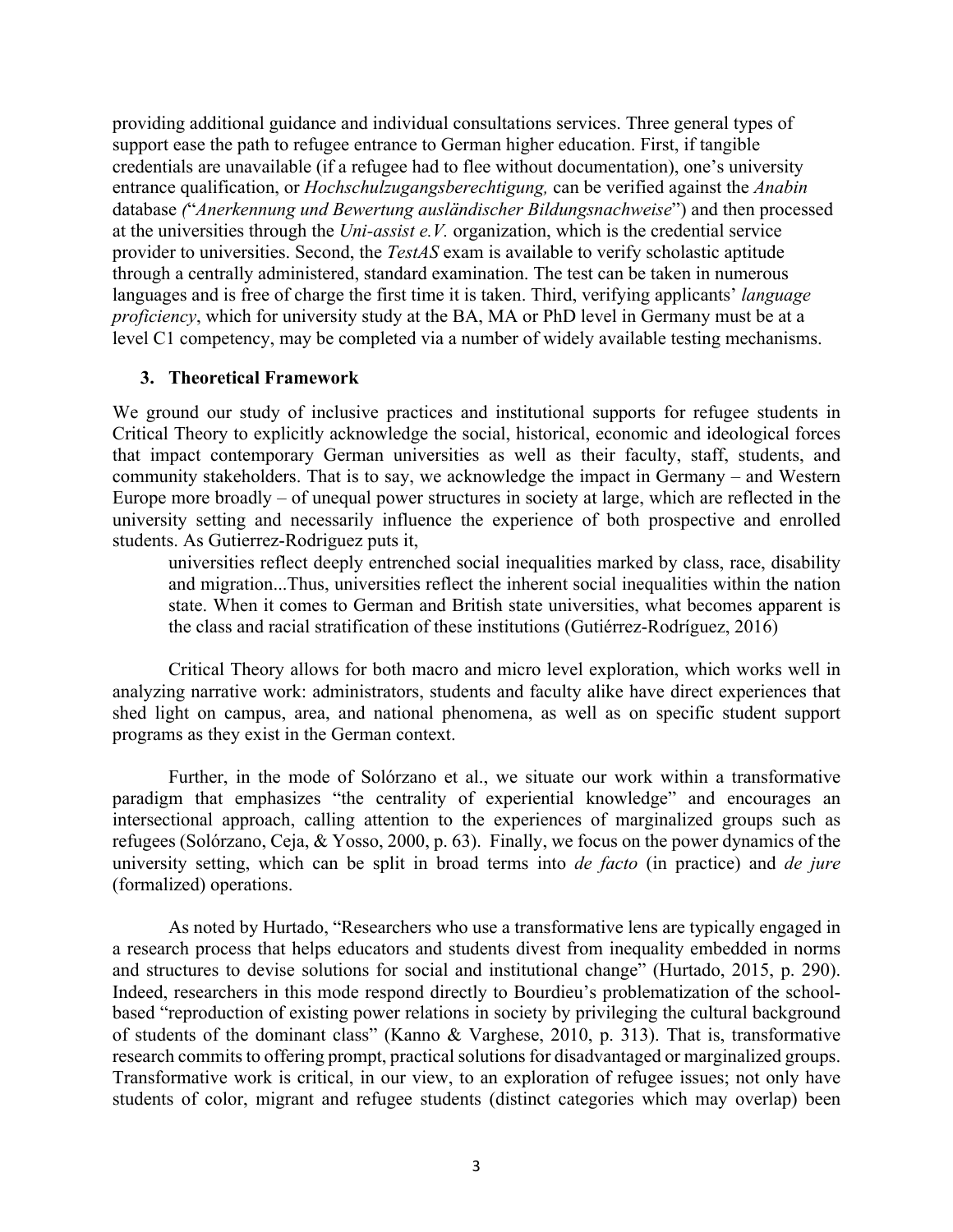providing additional guidance and individual consultations services. Three general types of support ease the path to refugee entrance to German higher education. First, if tangible credentials are unavailable (if a refugee had to flee without documentation), one's university entrance qualification, or *Hochschulzugangsberechtigung,* can be verified against the *Anabin* database *(*"*Anerkennung und Bewertung ausländischer Bildungsnachweise*") and then processed at the universities through the *Uni-assist e.V.* organization, which is the credential service provider to universities. Second, the *TestAS* exam is available to verify scholastic aptitude through a centrally administered, standard examination. The test can be taken in numerous languages and is free of charge the first time it is taken. Third, verifying applicants' *language proficiency*, which for university study at the BA, MA or PhD level in Germany must be at a level C1 competency, may be completed via a number of widely available testing mechanisms.

## 3. Theoretical Framework

We ground our study of inclusive practices and institutional supports for refugee students in Critical Theory to explicitly acknowledge the social, historical, economic and ideological forces that impact contemporary German universities as well as their faculty, staff, students, and community stakeholders. That is to say, we acknowledge the impact in Germany – and Western Europe more broadly – of unequal power structures in society at large, which are reflected in the university setting and necessarily influence the experience of both prospective and enrolled students. As Gutierrez-Rodriguez puts it,

> universities reflect deeply entrenched social inequalities marked by class, race, disability and migration...Thus, universities reflect the inherent social inequalities within the nation state. When it comes to German and British state universities, what becomes apparent is the class and racial stratification of these institutions (Gutiérrez-Rodríguez, 2016)

Critical Theory allows for both macro and micro level exploration, which works well in analyzing narrative work: administrators, students and faculty alike have direct experiences that shed light on campus, area, and national phenomena, as well as on specific student support programs as they exist in the German context.

Further, in the mode of Solórzano et al., we situate our work within a transformative paradigm that emphasizes "the centrality of experiential knowledge" and encourages an intersectional approach, calling attention to the experiences of marginalized groups such as refugees (Solórzano, Ceja, & Yosso, 2000, p. 63). Finally, we focus on the power dynamics of the university setting, which can be split in broad terms into *de facto* (in practice) and *de jure* (formalized) operations.

As noted by Hurtado, "Researchers who use a transformative lens are typically engaged in a research process that helps educators and students divest from inequality embedded in norms and structures to devise solutions for social and institutional change" (Hurtado, 2015, p. 290). Indeed, researchers in this mode respond directly to Bourdieu's problematization of the school-based "reproduction of existing power relations in society by privileging the cultural background of students of the dominant class" (Kanno & Varghese, 2010, p. 313). That is, transformative research commits to offering prompt, practical solutions for disadvantaged or marginalized groups. Transformative work is critical, in our view, to an exploration of refugee issues; not only have students of color, migrant and refugee students (distinct categories which may overlap) been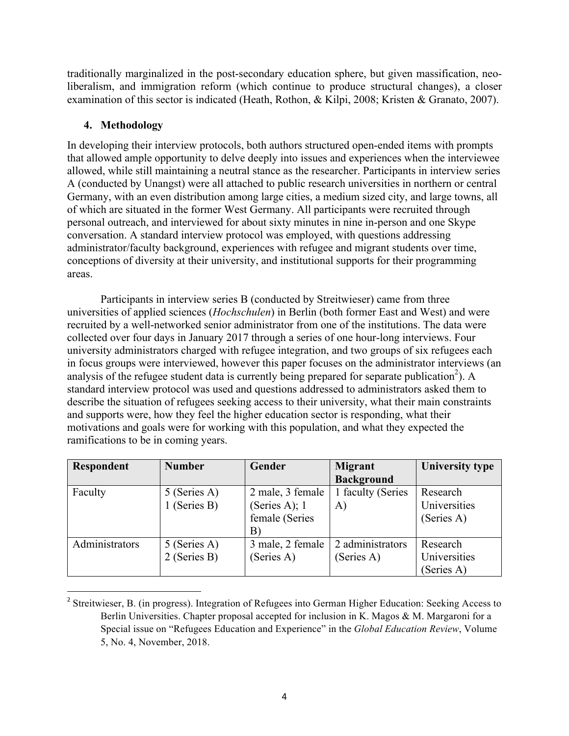traditionally marginalized in the post-secondary education sphere, but given massification, neo-liberalism, and immigration reform (which continue to produce structural changes), a closer examination of this sector is indicated (Heath, Rothon, & Kilpi, 2008; Kristen & Granato, 2007).

## 4. Methodology

In developing their interview protocols, both authors structured open-ended items with prompts that allowed ample opportunity to delve deeply into issues and experiences when the interviewee allowed, while still maintaining a neutral stance as the researcher. Participants in interview series A (conducted by Unangst) were all attached to public research universities in northern or central Germany, with an even distribution among large cities, a medium sized city, and large towns, all of which are situated in the former West Germany. All participants were recruited through personal outreach, and interviewed for about sixty minutes in nine in-person and one Skype conversation. A standard interview protocol was employed, with questions addressing administrator/faculty background, experiences with refugee and migrant students over time, conceptions of diversity at their university, and institutional supports for their programming areas.

Participants in interview series B (conducted by Streitwieser) came from three universities of applied sciences (*Hochschulen*) in Berlin (both former East and West) and were recruited by a well-networked senior administrator from one of the institutions. The data were collected over four days in January 2017 through a series of one hour-long interviews. Four university administrators charged with refugee integration, and two groups of six refugees each in focus groups were interviewed, however this paper focuses on the administrator interviews (an analysis of the refugee student data is currently being prepared for separate publication[2]). A standard interview protocol was used and questions addressed to administrators asked them to describe the situation of refugees seeking access to their university, what their main constraints and supports were, how they feel the higher education sector is responding, what their motivations and goals were for working with this population, and what they expected the ramifications to be in coming years.

| Respondent | Number | Gender | Migrant Background | University type |
|---|---|---|---|---|
| Faculty | 5 (Series A) 1 (Series B) | 2 male, 3 female (Series A); 1 female (Series B) | 1 faculty (Series A) | Research Universities (Series A) |
| Administrators | 5 (Series A) 2 (Series B) | 3 male, 2 female (Series A) | 2 administrators (Series A) | Research Universities (Series A) |

[2] Streitwieser, B. (in progress). Integration of Refugees into German Higher Education: Seeking Access to Berlin Universities. Chapter proposal accepted for inclusion in K. Magos & M. Margaroni for a Special issue on "Refugees Education and Experience" in the *Global Education Review*, Volume 5, No. 4, November, 2018.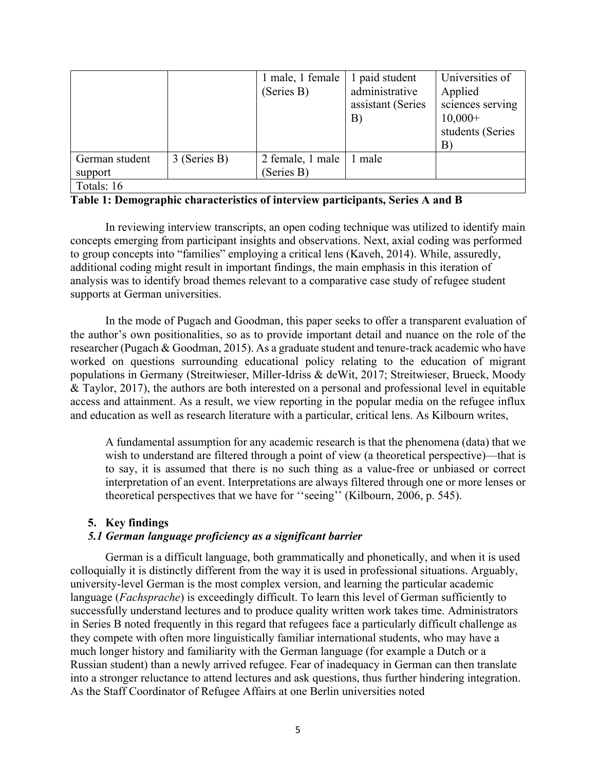| | | | | |
|---|---|---|---|---|
| | | 1 male, 1 female (Series B) | 1 paid student administrative assistant (Series B) | Universities of Applied sciences serving 10,000+ students (Series B) |
| German student support | 3 (Series B) | 2 female, 1 male (Series B) | 1 male | |
| Totals: 16 | | | | |

**Table 1: Demographic characteristics of interview participants, Series A and B**

In reviewing interview transcripts, an open coding technique was utilized to identify main concepts emerging from participant insights and observations. Next, axial coding was performed to group concepts into "families" employing a critical lens (Kaveh, 2014). While, assuredly, additional coding might result in important findings, the main emphasis in this iteration of analysis was to identify broad themes relevant to a comparative case study of refugee student supports at German universities.

In the mode of Pugach and Goodman, this paper seeks to offer a transparent evaluation of the author's own positionalities, so as to provide important detail and nuance on the role of the researcher (Pugach & Goodman, 2015). As a graduate student and tenure-track academic who have worked on questions surrounding educational policy relating to the education of migrant populations in Germany (Streitwieser, Miller-Idriss & deWit, 2017; Streitwieser, Brueck, Moody & Taylor, 2017), the authors are both interested on a personal and professional level in equitable access and attainment. As a result, we view reporting in the popular media on the refugee influx and education as well as research literature with a particular, critical lens. As Kilbourn writes,

> A fundamental assumption for any academic research is that the phenomena (data) that we wish to understand are filtered through a point of view (a theoretical perspective)—that is to say, it is assumed that there is no such thing as a value-free or unbiased or correct interpretation of an event. Interpretations are always filtered through one or more lenses or theoretical perspectives that we have for ''seeing'' (Kilbourn, 2006, p. 545).

## 5. Key findings

### *5.1 German language proficiency as a significant barrier*

German is a difficult language, both grammatically and phonetically, and when it is used colloquially it is distinctly different from the way it is used in professional situations. Arguably, university-level German is the most complex version, and learning the particular academic language (*Fachsprache*) is exceedingly difficult. To learn this level of German sufficiently to successfully understand lectures and to produce quality written work takes time. Administrators in Series B noted frequently in this regard that refugees face a particularly difficult challenge as they compete with often more linguistically familiar international students, who may have a much longer history and familiarity with the German language (for example a Dutch or a Russian student) than a newly arrived refugee. Fear of inadequacy in German can then translate into a stronger reluctance to attend lectures and ask questions, thus further hindering integration. As the Staff Coordinator of Refugee Affairs at one Berlin universities noted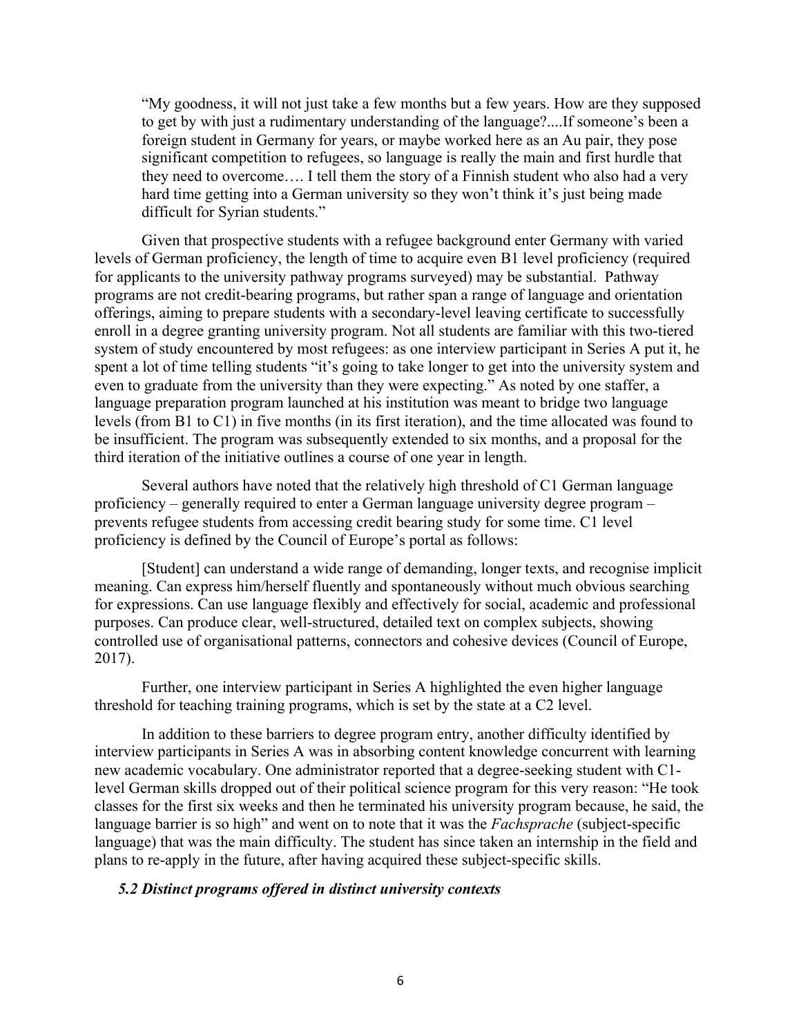> "My goodness, it will not just take a few months but a few years. How are they supposed to get by with just a rudimentary understanding of the language?....If someone's been a foreign student in Germany for years, or maybe worked here as an Au pair, they pose significant competition to refugees, so language is really the main and first hurdle that they need to overcome…. I tell them the story of a Finnish student who also had a very hard time getting into a German university so they won't think it's just being made difficult for Syrian students."

Given that prospective students with a refugee background enter Germany with varied levels of German proficiency, the length of time to acquire even B1 level proficiency (required for applicants to the university pathway programs surveyed) may be substantial. Pathway programs are not credit-bearing programs, but rather span a range of language and orientation offerings, aiming to prepare students with a secondary-level leaving certificate to successfully enroll in a degree granting university program. Not all students are familiar with this two-tiered system of study encountered by most refugees: as one interview participant in Series A put it, he spent a lot of time telling students "it's going to take longer to get into the university system and even to graduate from the university than they were expecting." As noted by one staffer, a language preparation program launched at his institution was meant to bridge two language levels (from B1 to C1) in five months (in its first iteration), and the time allocated was found to be insufficient. The program was subsequently extended to six months, and a proposal for the third iteration of the initiative outlines a course of one year in length.

Several authors have noted that the relatively high threshold of C1 German language proficiency – generally required to enter a German language university degree program – prevents refugee students from accessing credit bearing study for some time. C1 level proficiency is defined by the Council of Europe's portal as follows:

> [Student] can understand a wide range of demanding, longer texts, and recognise implicit meaning. Can express him/herself fluently and spontaneously without much obvious searching for expressions. Can use language flexibly and effectively for social, academic and professional purposes. Can produce clear, well-structured, detailed text on complex subjects, showing controlled use of organisational patterns, connectors and cohesive devices (Council of Europe, 2017).

Further, one interview participant in Series A highlighted the even higher language threshold for teaching training programs, which is set by the state at a C2 level.

In addition to these barriers to degree program entry, another difficulty identified by interview participants in Series A was in absorbing content knowledge concurrent with learning new academic vocabulary. One administrator reported that a degree-seeking student with C1-level German skills dropped out of their political science program for this very reason: "He took classes for the first six weeks and then he terminated his university program because, he said, the language barrier is so high" and went on to note that it was the *Fachsprache* (subject-specific language) that was the main difficulty. The student has since taken an internship in the field and plans to re-apply in the future, after having acquired these subject-specific skills.

### *5.2 Distinct programs offered in distinct university contexts*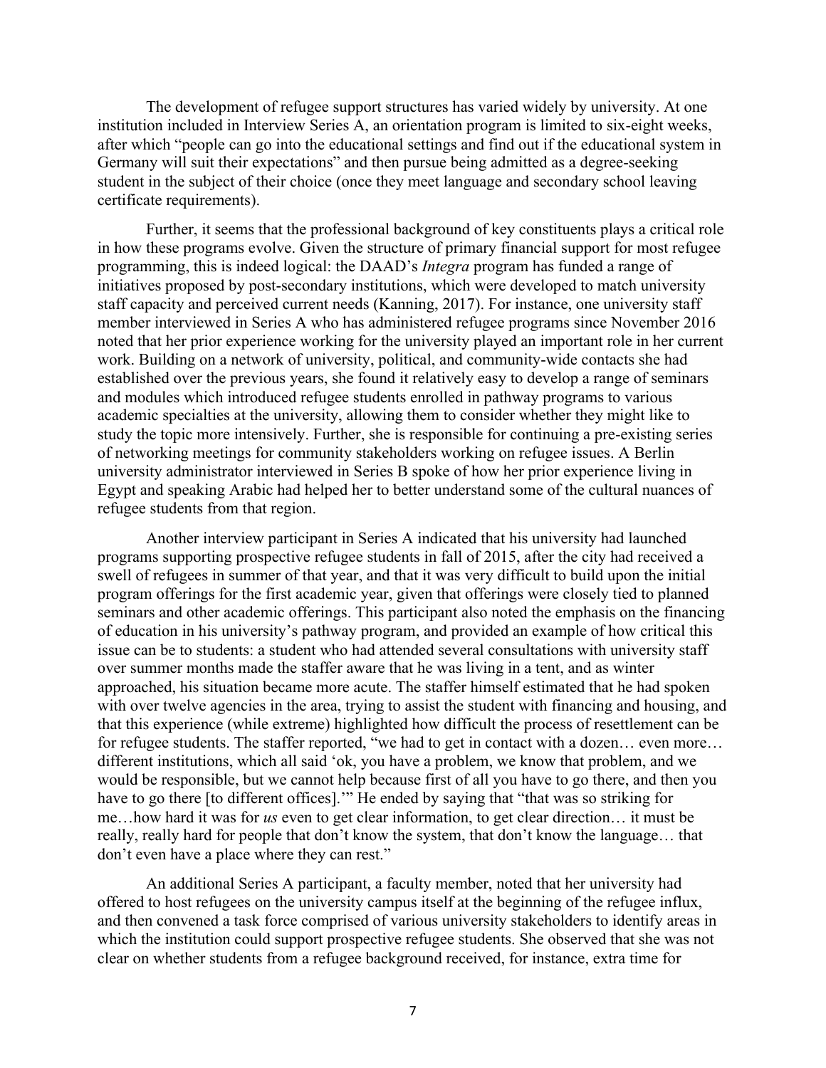The development of refugee support structures has varied widely by university. At one institution included in Interview Series A, an orientation program is limited to six-eight weeks, after which "people can go into the educational settings and find out if the educational system in Germany will suit their expectations" and then pursue being admitted as a degree-seeking student in the subject of their choice (once they meet language and secondary school leaving certificate requirements).

Further, it seems that the professional background of key constituents plays a critical role in how these programs evolve. Given the structure of primary financial support for most refugee programming, this is indeed logical: the DAAD's *Integra* program has funded a range of initiatives proposed by post-secondary institutions, which were developed to match university staff capacity and perceived current needs (Kanning, 2017). For instance, one university staff member interviewed in Series A who has administered refugee programs since November 2016 noted that her prior experience working for the university played an important role in her current work. Building on a network of university, political, and community-wide contacts she had established over the previous years, she found it relatively easy to develop a range of seminars and modules which introduced refugee students enrolled in pathway programs to various academic specialties at the university, allowing them to consider whether they might like to study the topic more intensively. Further, she is responsible for continuing a pre-existing series of networking meetings for community stakeholders working on refugee issues. A Berlin university administrator interviewed in Series B spoke of how her prior experience living in Egypt and speaking Arabic had helped her to better understand some of the cultural nuances of refugee students from that region.

Another interview participant in Series A indicated that his university had launched programs supporting prospective refugee students in fall of 2015, after the city had received a swell of refugees in summer of that year, and that it was very difficult to build upon the initial program offerings for the first academic year, given that offerings were closely tied to planned seminars and other academic offerings. This participant also noted the emphasis on the financing of education in his university's pathway program, and provided an example of how critical this issue can be to students: a student who had attended several consultations with university staff over summer months made the staffer aware that he was living in a tent, and as winter approached, his situation became more acute. The staffer himself estimated that he had spoken with over twelve agencies in the area, trying to assist the student with financing and housing, and that this experience (while extreme) highlighted how difficult the process of resettlement can be for refugee students. The staffer reported, "we had to get in contact with a dozen… even more… different institutions, which all said 'ok, you have a problem, we know that problem, and we would be responsible, but we cannot help because first of all you have to go there, and then you have to go there [to different offices].'" He ended by saying that "that was so striking for me…how hard it was for *us* even to get clear information, to get clear direction… it must be really, really hard for people that don't know the system, that don't know the language… that don't even have a place where they can rest."

An additional Series A participant, a faculty member, noted that her university had offered to host refugees on the university campus itself at the beginning of the refugee influx, and then convened a task force comprised of various university stakeholders to identify areas in which the institution could support prospective refugee students. She observed that she was not clear on whether students from a refugee background received, for instance, extra time for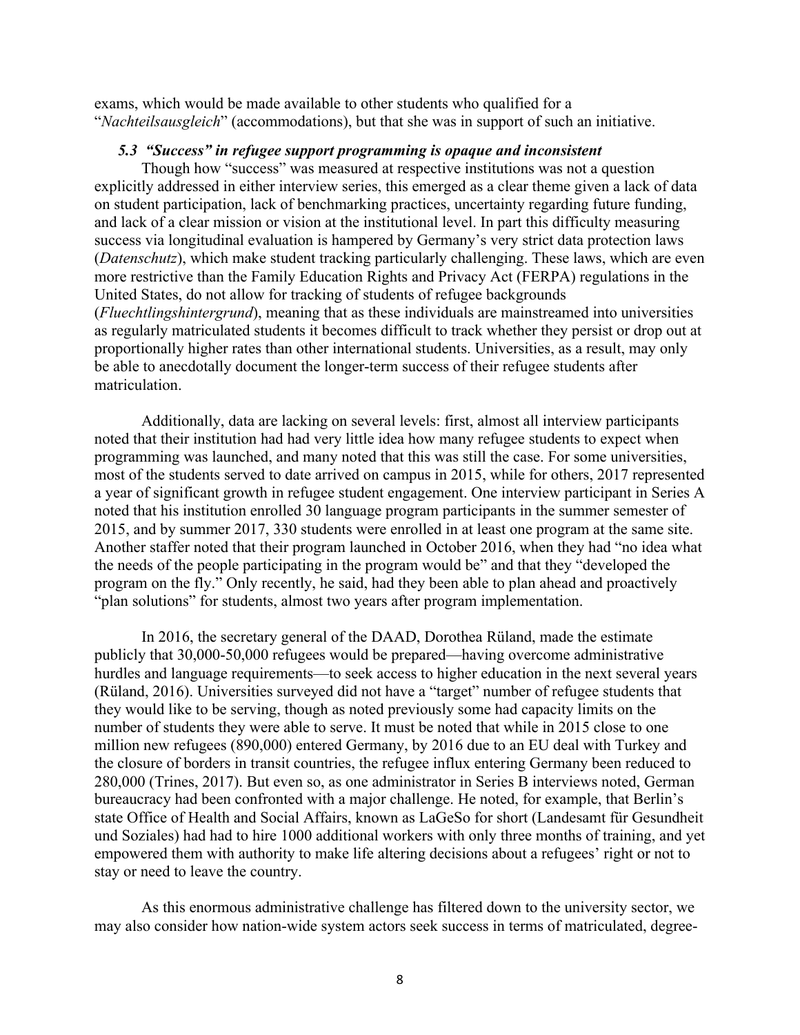exams, which would be made available to other students who qualified for a "*Nachteilsausgleich*" (accommodations), but that she was in support of such an initiative.

### *5.3 "Success" in refugee support programming is opaque and inconsistent*

Though how "success" was measured at respective institutions was not a question explicitly addressed in either interview series, this emerged as a clear theme given a lack of data on student participation, lack of benchmarking practices, uncertainty regarding future funding, and lack of a clear mission or vision at the institutional level. In part this difficulty measuring success via longitudinal evaluation is hampered by Germany's very strict data protection laws (*Datenschutz*), which make student tracking particularly challenging. These laws, which are even more restrictive than the Family Education Rights and Privacy Act (FERPA) regulations in the United States, do not allow for tracking of students of refugee backgrounds (*Fluechtlingshintergrund*), meaning that as these individuals are mainstreamed into universities as regularly matriculated students it becomes difficult to track whether they persist or drop out at proportionally higher rates than other international students. Universities, as a result, may only be able to anecdotally document the longer-term success of their refugee students after matriculation.

Additionally, data are lacking on several levels: first, almost all interview participants noted that their institution had had very little idea how many refugee students to expect when programming was launched, and many noted that this was still the case. For some universities, most of the students served to date arrived on campus in 2015, while for others, 2017 represented a year of significant growth in refugee student engagement. One interview participant in Series A noted that his institution enrolled 30 language program participants in the summer semester of 2015, and by summer 2017, 330 students were enrolled in at least one program at the same site. Another staffer noted that their program launched in October 2016, when they had "no idea what the needs of the people participating in the program would be" and that they "developed the program on the fly." Only recently, he said, had they been able to plan ahead and proactively "plan solutions" for students, almost two years after program implementation.

In 2016, the secretary general of the DAAD, Dorothea Rüland, made the estimate publicly that 30,000-50,000 refugees would be prepared—having overcome administrative hurdles and language requirements—to seek access to higher education in the next several years (Rüland, 2016). Universities surveyed did not have a "target" number of refugee students that they would like to be serving, though as noted previously some had capacity limits on the number of students they were able to serve. It must be noted that while in 2015 close to one million new refugees (890,000) entered Germany, by 2016 due to an EU deal with Turkey and the closure of borders in transit countries, the refugee influx entering Germany been reduced to 280,000 (Trines, 2017). But even so, as one administrator in Series B interviews noted, German bureaucracy had been confronted with a major challenge. He noted, for example, that Berlin's state Office of Health and Social Affairs, known as LaGeSo for short (Landesamt für Gesundheit und Soziales) had had to hire 1000 additional workers with only three months of training, and yet empowered them with authority to make life altering decisions about a refugees' right or not to stay or need to leave the country.

As this enormous administrative challenge has filtered down to the university sector, we may also consider how nation-wide system actors seek success in terms of matriculated, degree-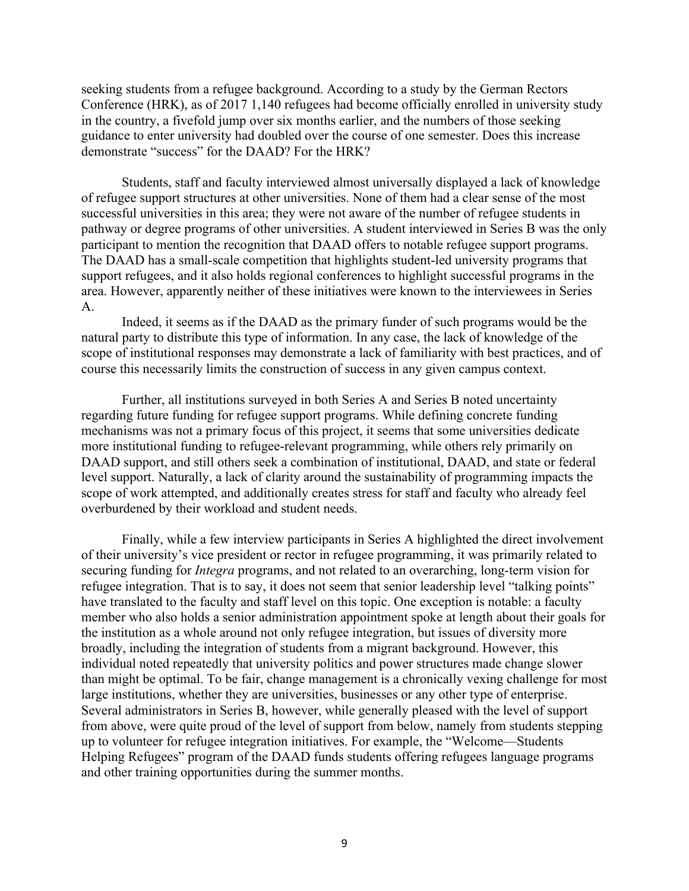seeking students from a refugee background. According to a study by the German Rectors Conference (HRK), as of 2017 1,140 refugees had become officially enrolled in university study in the country, a fivefold jump over six months earlier, and the numbers of those seeking guidance to enter university had doubled over the course of one semester. Does this increase demonstrate "success" for the DAAD? For the HRK?

Students, staff and faculty interviewed almost universally displayed a lack of knowledge of refugee support structures at other universities. None of them had a clear sense of the most successful universities in this area; they were not aware of the number of refugee students in pathway or degree programs of other universities. A student interviewed in Series B was the only participant to mention the recognition that DAAD offers to notable refugee support programs. The DAAD has a small-scale competition that highlights student-led university programs that support refugees, and it also holds regional conferences to highlight successful programs in the area. However, apparently neither of these initiatives were known to the interviewees in Series A.

Indeed, it seems as if the DAAD as the primary funder of such programs would be the natural party to distribute this type of information. In any case, the lack of knowledge of the scope of institutional responses may demonstrate a lack of familiarity with best practices, and of course this necessarily limits the construction of success in any given campus context.

Further, all institutions surveyed in both Series A and Series B noted uncertainty regarding future funding for refugee support programs. While defining concrete funding mechanisms was not a primary focus of this project, it seems that some universities dedicate more institutional funding to refugee-relevant programming, while others rely primarily on DAAD support, and still others seek a combination of institutional, DAAD, and state or federal level support. Naturally, a lack of clarity around the sustainability of programming impacts the scope of work attempted, and additionally creates stress for staff and faculty who already feel overburdened by their workload and student needs.

Finally, while a few interview participants in Series A highlighted the direct involvement of their university's vice president or rector in refugee programming, it was primarily related to securing funding for *Integra* programs, and not related to an overarching, long-term vision for refugee integration. That is to say, it does not seem that senior leadership level "talking points" have translated to the faculty and staff level on this topic. One exception is notable: a faculty member who also holds a senior administration appointment spoke at length about their goals for the institution as a whole around not only refugee integration, but issues of diversity more broadly, including the integration of students from a migrant background. However, this individual noted repeatedly that university politics and power structures made change slower than might be optimal. To be fair, change management is a chronically vexing challenge for most large institutions, whether they are universities, businesses or any other type of enterprise. Several administrators in Series B, however, while generally pleased with the level of support from above, were quite proud of the level of support from below, namely from students stepping up to volunteer for refugee integration initiatives. For example, the "Welcome—Students Helping Refugees" program of the DAAD funds students offering refugees language programs and other training opportunities during the summer months.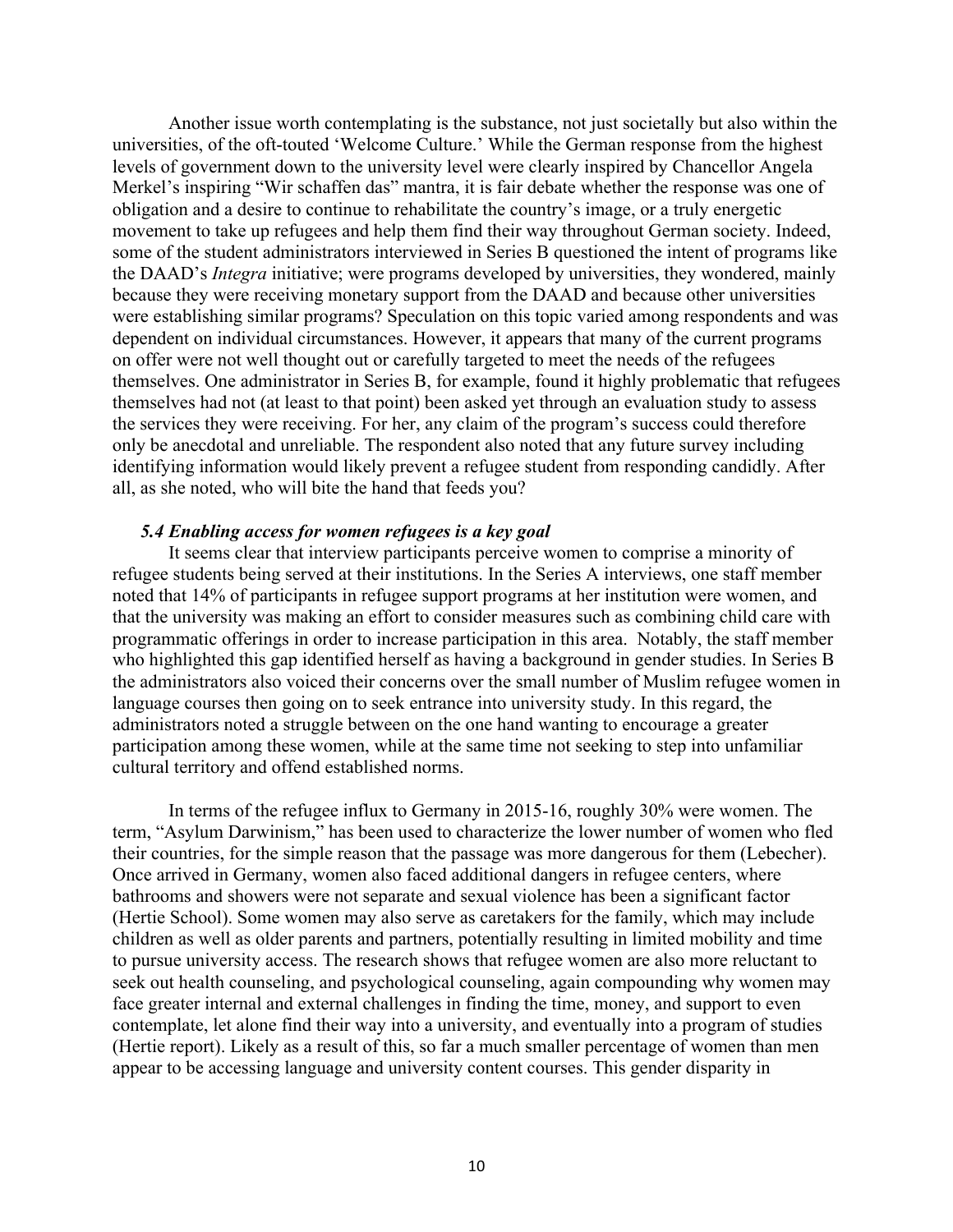Another issue worth contemplating is the substance, not just societally but also within the universities, of the oft-touted 'Welcome Culture.' While the German response from the highest levels of government down to the university level were clearly inspired by Chancellor Angela Merkel's inspiring "Wir schaffen das" mantra, it is fair debate whether the response was one of obligation and a desire to continue to rehabilitate the country's image, or a truly energetic movement to take up refugees and help them find their way throughout German society. Indeed, some of the student administrators interviewed in Series B questioned the intent of programs like the DAAD's *Integra* initiative; were programs developed by universities, they wondered, mainly because they were receiving monetary support from the DAAD and because other universities were establishing similar programs? Speculation on this topic varied among respondents and was dependent on individual circumstances. However, it appears that many of the current programs on offer were not well thought out or carefully targeted to meet the needs of the refugees themselves. One administrator in Series B, for example, found it highly problematic that refugees themselves had not (at least to that point) been asked yet through an evaluation study to assess the services they were receiving. For her, any claim of the program's success could therefore only be anecdotal and unreliable. The respondent also noted that any future survey including identifying information would likely prevent a refugee student from responding candidly. After all, as she noted, who will bite the hand that feeds you?

### *5.4 Enabling access for women refugees is a key goal*

It seems clear that interview participants perceive women to comprise a minority of refugee students being served at their institutions. In the Series A interviews, one staff member noted that 14% of participants in refugee support programs at her institution were women, and that the university was making an effort to consider measures such as combining child care with programmatic offerings in order to increase participation in this area. Notably, the staff member who highlighted this gap identified herself as having a background in gender studies. In Series B the administrators also voiced their concerns over the small number of Muslim refugee women in language courses then going on to seek entrance into university study. In this regard, the administrators noted a struggle between on the one hand wanting to encourage a greater participation among these women, while at the same time not seeking to step into unfamiliar cultural territory and offend established norms.

In terms of the refugee influx to Germany in 2015-16, roughly 30% were women. The term, "Asylum Darwinism," has been used to characterize the lower number of women who fled their countries, for the simple reason that the passage was more dangerous for them (Lebecher). Once arrived in Germany, women also faced additional dangers in refugee centers, where bathrooms and showers were not separate and sexual violence has been a significant factor (Hertie School). Some women may also serve as caretakers for the family, which may include children as well as older parents and partners, potentially resulting in limited mobility and time to pursue university access. The research shows that refugee women are also more reluctant to seek out health counseling, and psychological counseling, again compounding why women may face greater internal and external challenges in finding the time, money, and support to even contemplate, let alone find their way into a university, and eventually into a program of studies (Hertie report). Likely as a result of this, so far a much smaller percentage of women than men appear to be accessing language and university content courses. This gender disparity in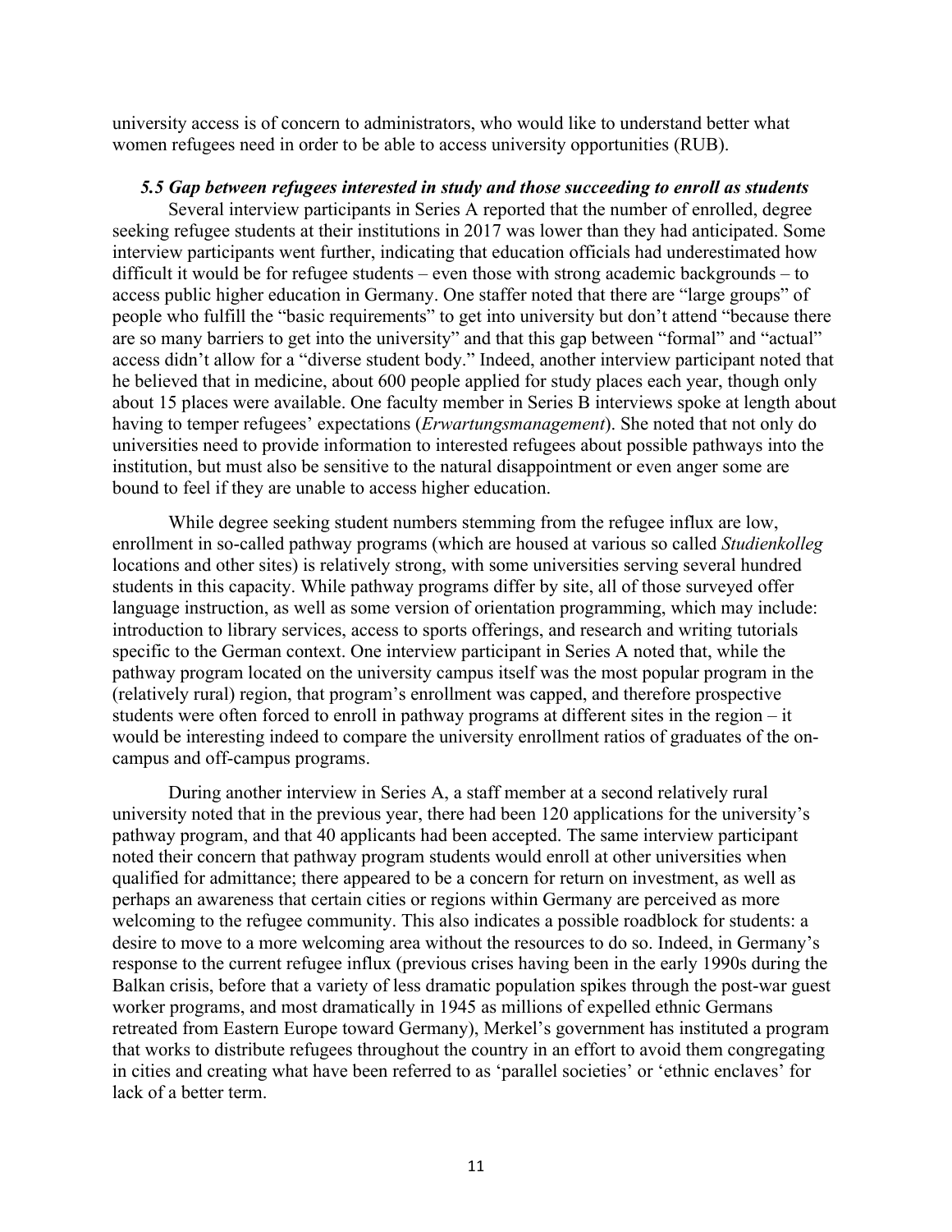university access is of concern to administrators, who would like to understand better what women refugees need in order to be able to access university opportunities (RUB).

### *5.5 Gap between refugees interested in study and those succeeding to enroll as students*

Several interview participants in Series A reported that the number of enrolled, degree seeking refugee students at their institutions in 2017 was lower than they had anticipated. Some interview participants went further, indicating that education officials had underestimated how difficult it would be for refugee students – even those with strong academic backgrounds – to access public higher education in Germany. One staffer noted that there are "large groups" of people who fulfill the "basic requirements" to get into university but don't attend "because there are so many barriers to get into the university" and that this gap between "formal" and "actual" access didn't allow for a "diverse student body." Indeed, another interview participant noted that he believed that in medicine, about 600 people applied for study places each year, though only about 15 places were available. One faculty member in Series B interviews spoke at length about having to temper refugees' expectations (*Erwartungsmanagement*). She noted that not only do universities need to provide information to interested refugees about possible pathways into the institution, but must also be sensitive to the natural disappointment or even anger some are bound to feel if they are unable to access higher education.

While degree seeking student numbers stemming from the refugee influx are low, enrollment in so-called pathway programs (which are housed at various so called *Studienkolleg* locations and other sites) is relatively strong, with some universities serving several hundred students in this capacity. While pathway programs differ by site, all of those surveyed offer language instruction, as well as some version of orientation programming, which may include: introduction to library services, access to sports offerings, and research and writing tutorials specific to the German context. One interview participant in Series A noted that, while the pathway program located on the university campus itself was the most popular program in the (relatively rural) region, that program's enrollment was capped, and therefore prospective students were often forced to enroll in pathway programs at different sites in the region – it would be interesting indeed to compare the university enrollment ratios of graduates of the on-campus and off-campus programs.

During another interview in Series A, a staff member at a second relatively rural university noted that in the previous year, there had been 120 applications for the university's pathway program, and that 40 applicants had been accepted. The same interview participant noted their concern that pathway program students would enroll at other universities when qualified for admittance; there appeared to be a concern for return on investment, as well as perhaps an awareness that certain cities or regions within Germany are perceived as more welcoming to the refugee community. This also indicates a possible roadblock for students: a desire to move to a more welcoming area without the resources to do so. Indeed, in Germany's response to the current refugee influx (previous crises having been in the early 1990s during the Balkan crisis, before that a variety of less dramatic population spikes through the post-war guest worker programs, and most dramatically in 1945 as millions of expelled ethnic Germans retreated from Eastern Europe toward Germany), Merkel's government has instituted a program that works to distribute refugees throughout the country in an effort to avoid them congregating in cities and creating what have been referred to as 'parallel societies' or 'ethnic enclaves' for lack of a better term.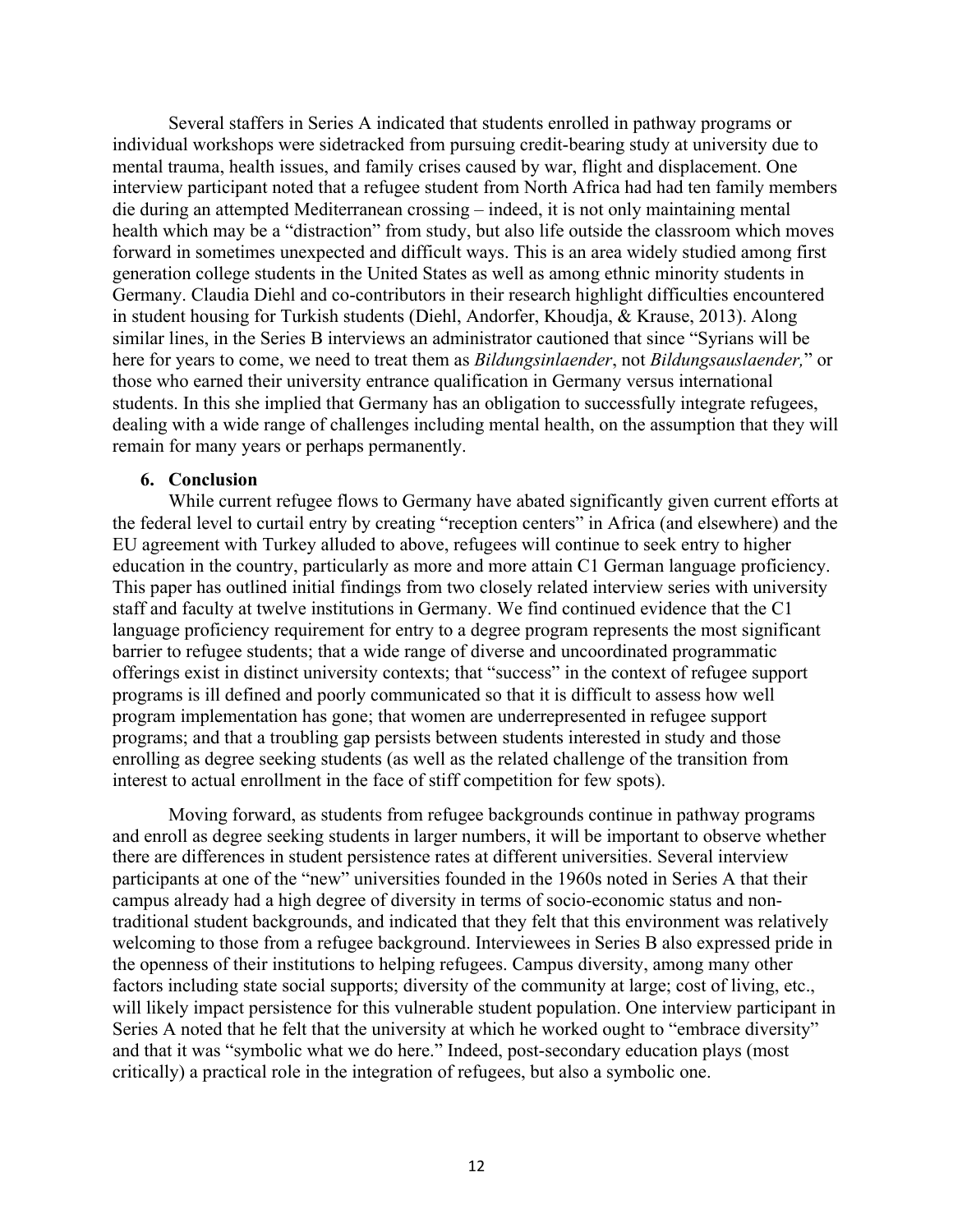Several staffers in Series A indicated that students enrolled in pathway programs or individual workshops were sidetracked from pursuing credit-bearing study at university due to mental trauma, health issues, and family crises caused by war, flight and displacement. One interview participant noted that a refugee student from North Africa had had ten family members die during an attempted Mediterranean crossing – indeed, it is not only maintaining mental health which may be a "distraction" from study, but also life outside the classroom which moves forward in sometimes unexpected and difficult ways. This is an area widely studied among first generation college students in the United States as well as among ethnic minority students in Germany. Claudia Diehl and co-contributors in their research highlight difficulties encountered in student housing for Turkish students (Diehl, Andorfer, Khoudja, & Krause, 2013). Along similar lines, in the Series B interviews an administrator cautioned that since "Syrians will be here for years to come, we need to treat them as *Bildungsinlaender*, not *Bildungsauslaender,*" or those who earned their university entrance qualification in Germany versus international students. In this she implied that Germany has an obligation to successfully integrate refugees, dealing with a wide range of challenges including mental health, on the assumption that they will remain for many years or perhaps permanently.

## 6. Conclusion

While current refugee flows to Germany have abated significantly given current efforts at the federal level to curtail entry by creating "reception centers" in Africa (and elsewhere) and the EU agreement with Turkey alluded to above, refugees will continue to seek entry to higher education in the country, particularly as more and more attain C1 German language proficiency. This paper has outlined initial findings from two closely related interview series with university staff and faculty at twelve institutions in Germany. We find continued evidence that the C1 language proficiency requirement for entry to a degree program represents the most significant barrier to refugee students; that a wide range of diverse and uncoordinated programmatic offerings exist in distinct university contexts; that "success" in the context of refugee support programs is ill defined and poorly communicated so that it is difficult to assess how well program implementation has gone; that women are underrepresented in refugee support programs; and that a troubling gap persists between students interested in study and those enrolling as degree seeking students (as well as the related challenge of the transition from interest to actual enrollment in the face of stiff competition for few spots).

Moving forward, as students from refugee backgrounds continue in pathway programs and enroll as degree seeking students in larger numbers, it will be important to observe whether there are differences in student persistence rates at different universities. Several interview participants at one of the "new" universities founded in the 1960s noted in Series A that their campus already had a high degree of diversity in terms of socio-economic status and non-traditional student backgrounds, and indicated that they felt that this environment was relatively welcoming to those from a refugee background. Interviewees in Series B also expressed pride in the openness of their institutions to helping refugees. Campus diversity, among many other factors including state social supports; diversity of the community at large; cost of living, etc., will likely impact persistence for this vulnerable student population. One interview participant in Series A noted that he felt that the university at which he worked ought to "embrace diversity" and that it was "symbolic what we do here." Indeed, post-secondary education plays (most critically) a practical role in the integration of refugees, but also a symbolic one.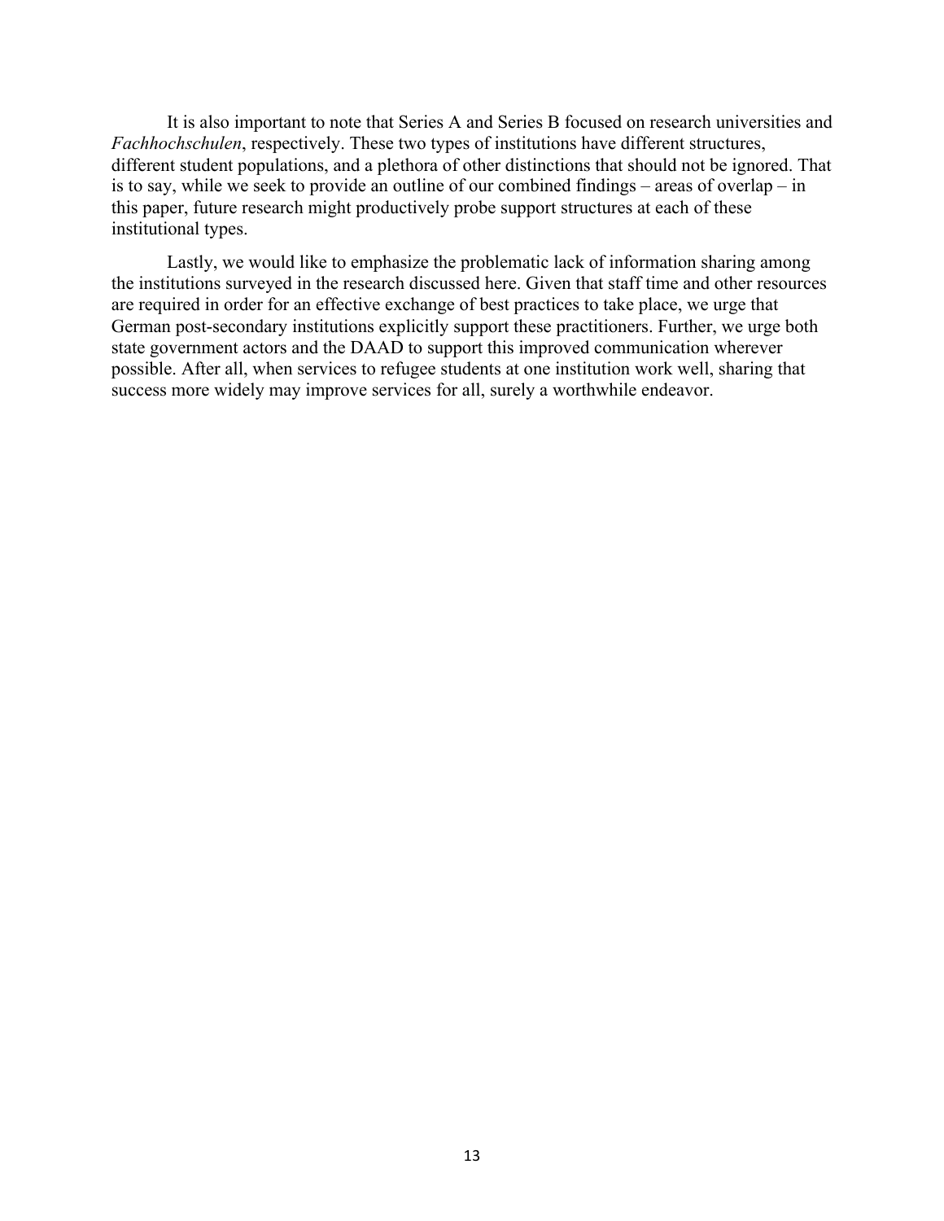It is also important to note that Series A and Series B focused on research universities and *Fachhochschulen*, respectively. These two types of institutions have different structures, different student populations, and a plethora of other distinctions that should not be ignored. That is to say, while we seek to provide an outline of our combined findings – areas of overlap – in this paper, future research might productively probe support structures at each of these institutional types.

Lastly, we would like to emphasize the problematic lack of information sharing among the institutions surveyed in the research discussed here. Given that staff time and other resources are required in order for an effective exchange of best practices to take place, we urge that German post-secondary institutions explicitly support these practitioners. Further, we urge both state government actors and the DAAD to support this improved communication wherever possible. After all, when services to refugee students at one institution work well, sharing that success more widely may improve services for all, surely a worthwhile endeavor.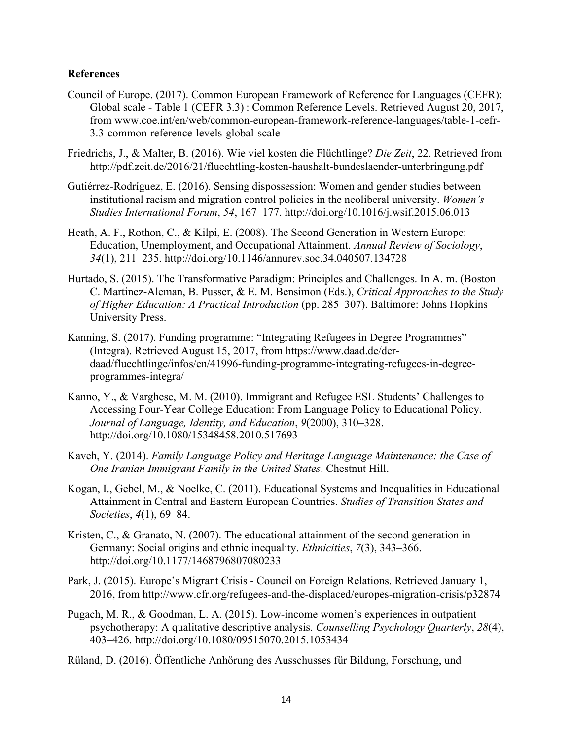**References**

Council of Europe. (2017). Common European Framework of Reference for Languages (CEFR): Global scale - Table 1 (CEFR 3.3) : Common Reference Levels. Retrieved August 20, 2017, from www.coe.int/en/web/common-european-framework-reference-languages/table-1-cefr-3.3-common-reference-levels-global-scale

Friedrichs, J., & Malter, B. (2016). Wie viel kosten die Flüchtlinge? *Die Zeit*, 22. Retrieved from http://pdf.zeit.de/2016/21/fluechtling-kosten-haushalt-bundeslaender-unterbringung.pdf

Gutiérrez-Rodríguez, E. (2016). Sensing dispossession: Women and gender studies between institutional racism and migration control policies in the neoliberal university. *Women's Studies International Forum*, *54*, 167–177. http://doi.org/10.1016/j.wsif.2015.06.013

Heath, A. F., Rothon, C., & Kilpi, E. (2008). The Second Generation in Western Europe: Education, Unemployment, and Occupational Attainment. *Annual Review of Sociology*, *34*(1), 211–235. http://doi.org/10.1146/annurev.soc.34.040507.134728

Hurtado, S. (2015). The Transformative Paradigm: Principles and Challenges. In A. m. (Boston C. Martinez-Aleman, B. Pusser, & E. M. Bensimon (Eds.), *Critical Approaches to the Study of Higher Education: A Practical Introduction* (pp. 285–307). Baltimore: Johns Hopkins University Press.

Kanning, S. (2017). Funding programme: "Integrating Refugees in Degree Programmes" (Integra). Retrieved August 15, 2017, from https://www.daad.de/der-daad/fluechtlinge/infos/en/41996-funding-programme-integrating-refugees-in-degree-programmes-integra/

Kanno, Y., & Varghese, M. M. (2010). Immigrant and Refugee ESL Students' Challenges to Accessing Four-Year College Education: From Language Policy to Educational Policy. *Journal of Language, Identity, and Education*, *9*(2000), 310–328. http://doi.org/10.1080/15348458.2010.517693

Kaveh, Y. (2014). *Family Language Policy and Heritage Language Maintenance: the Case of One Iranian Immigrant Family in the United States*. Chestnut Hill.

Kogan, I., Gebel, M., & Noelke, C. (2011). Educational Systems and Inequalities in Educational Attainment in Central and Eastern European Countries. *Studies of Transition States and Societies*, *4*(1), 69–84.

Kristen, C., & Granato, N. (2007). The educational attainment of the second generation in Germany: Social origins and ethnic inequality. *Ethnicities*, *7*(3), 343–366. http://doi.org/10.1177/1468796807080233

Park, J. (2015). Europe's Migrant Crisis - Council on Foreign Relations. Retrieved January 1, 2016, from http://www.cfr.org/refugees-and-the-displaced/europes-migration-crisis/p32874

Pugach, M. R., & Goodman, L. A. (2015). Low-income women's experiences in outpatient psychotherapy: A qualitative descriptive analysis. *Counselling Psychology Quarterly*, *28*(4), 403–426. http://doi.org/10.1080/09515070.2015.1053434

Rüland, D. (2016). Öffentliche Anhörung des Ausschusses für Bildung, Forschung, und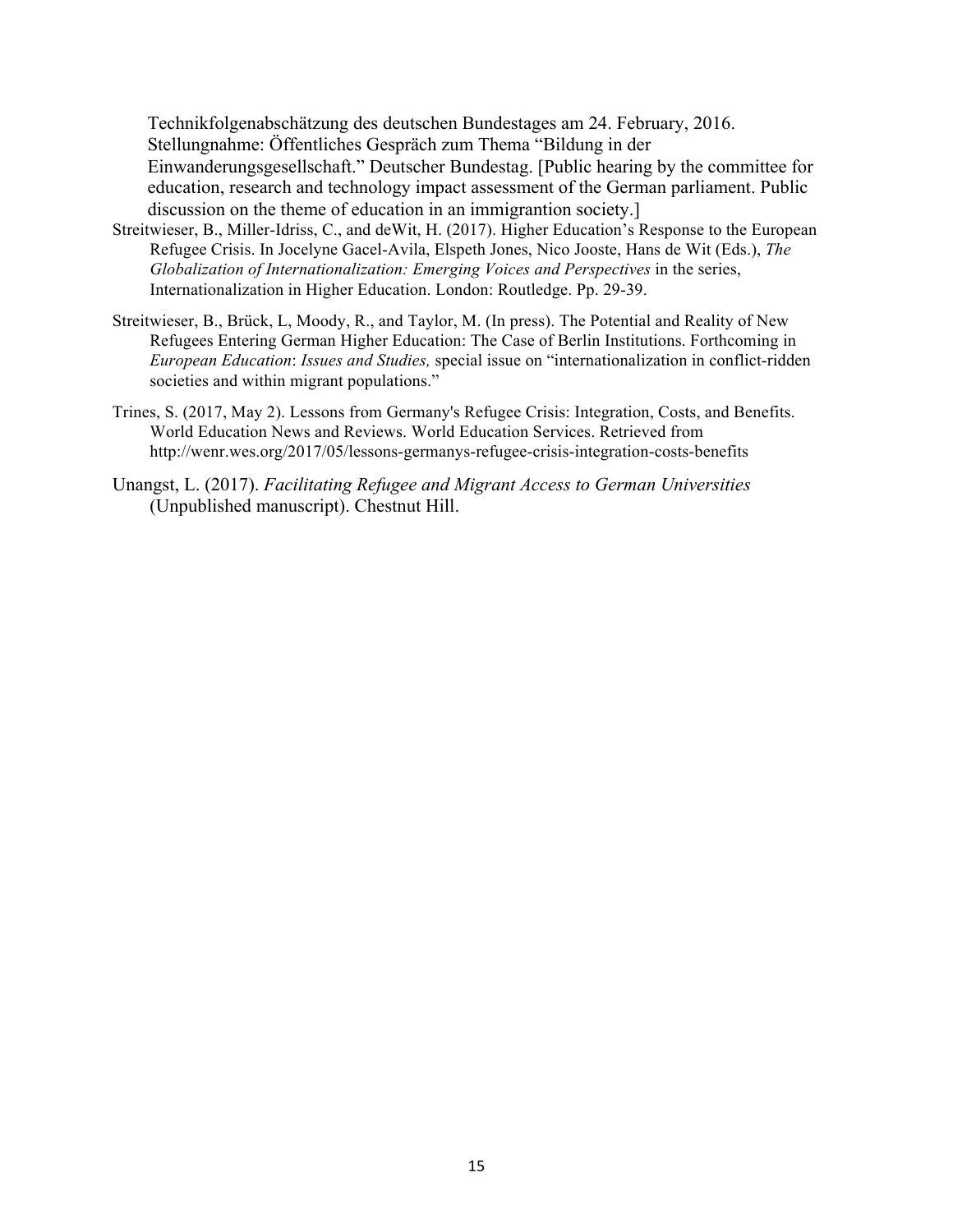Technikfolgenabschätzung des deutschen Bundestages am 24. February, 2016. Stellungnahme: Öffentliches Gespräch zum Thema "Bildung in der Einwanderungsgesellschaft." Deutscher Bundestag. [Public hearing by the committee for education, research and technology impact assessment of the German parliament. Public discussion on the theme of education in an immigrantion society.]

Streitwieser, B., Miller-Idriss, C., and deWit, H. (2017). Higher Education's Response to the European Refugee Crisis. In Jocelyne Gacel-Avila, Elspeth Jones, Nico Jooste, Hans de Wit (Eds.), *The Globalization of Internationalization: Emerging Voices and Perspectives* in the series, Internationalization in Higher Education. London: Routledge. Pp. 29-39.

Streitwieser, B., Brück, L, Moody, R., and Taylor, M. (In press). The Potential and Reality of New Refugees Entering German Higher Education: The Case of Berlin Institutions. Forthcoming in *European Education*: *Issues and Studies,* special issue on "internationalization in conflict-ridden societies and within migrant populations."

Trines, S. (2017, May 2). Lessons from Germany's Refugee Crisis: Integration, Costs, and Benefits. World Education News and Reviews. World Education Services. Retrieved from http://wenr.wes.org/2017/05/lessons-germanys-refugee-crisis-integration-costs-benefits

Unangst, L. (2017). *Facilitating Refugee and Migrant Access to German Universities* (Unpublished manuscript). Chestnut Hill.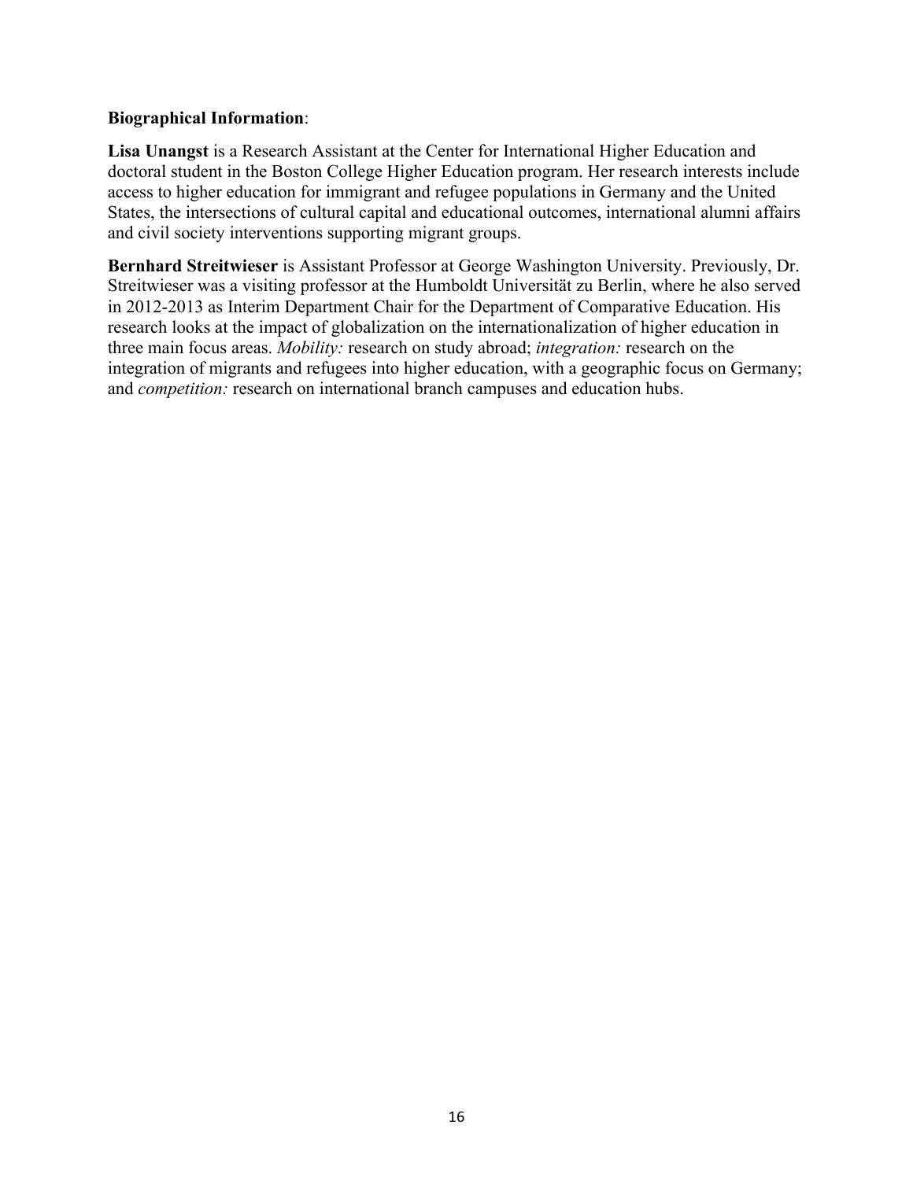**Biographical Information**:

**Lisa Unangst** is a Research Assistant at the Center for International Higher Education and doctoral student in the Boston College Higher Education program. Her research interests include access to higher education for immigrant and refugee populations in Germany and the United States, the intersections of cultural capital and educational outcomes, international alumni affairs and civil society interventions supporting migrant groups.

**Bernhard Streitwieser** is Assistant Professor at George Washington University. Previously, Dr. Streitwieser was a visiting professor at the Humboldt Universität zu Berlin, where he also served in 2012-2013 as Interim Department Chair for the Department of Comparative Education. His research looks at the impact of globalization on the internationalization of higher education in three main focus areas. *Mobility:* research on study abroad; *integration:* research on the integration of migrants and refugees into higher education, with a geographic focus on Germany; and *competition:* research on international branch campuses and education hubs.